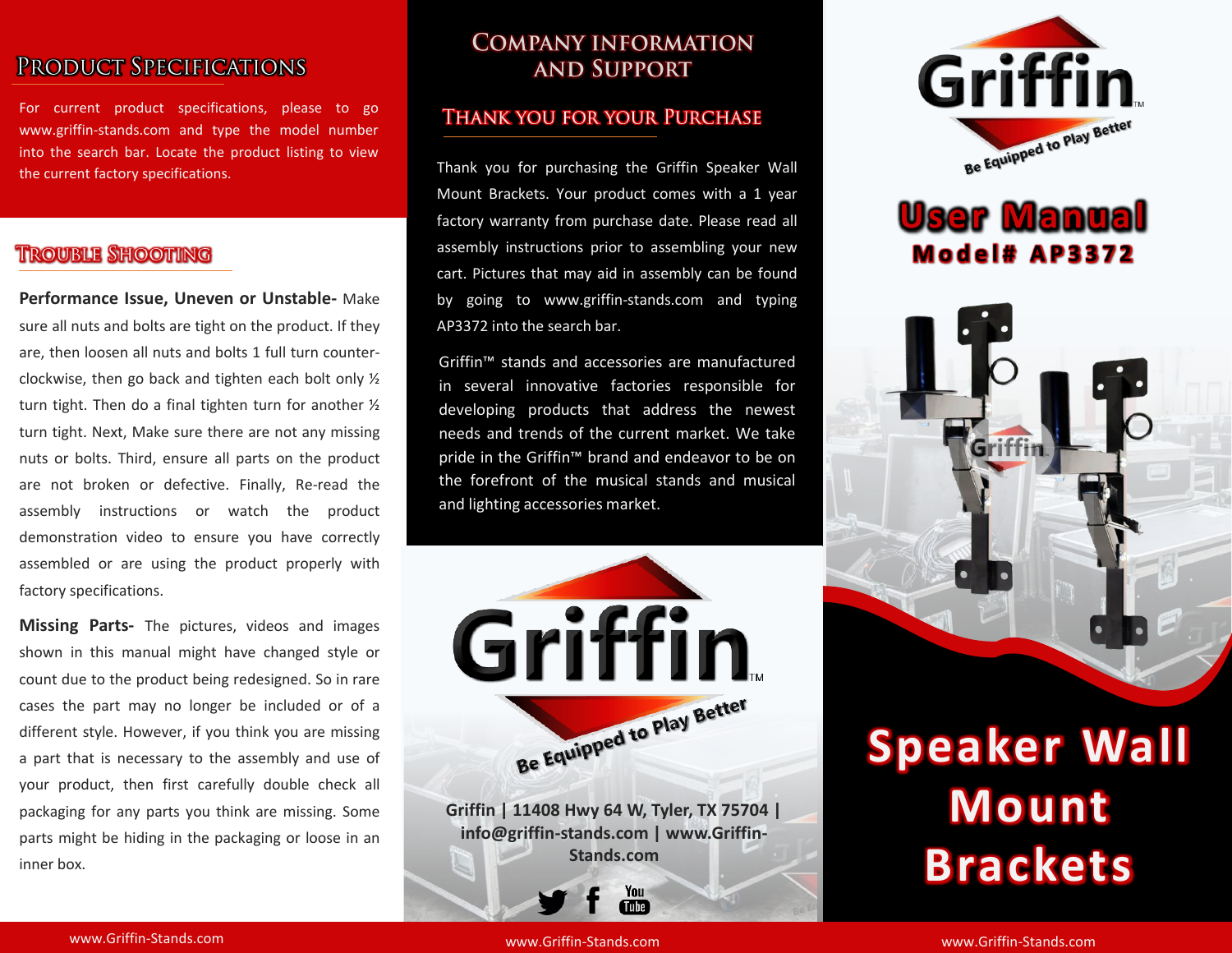## Product Specifications

For current product specifications, please to go www.griffin-stands.com and type the model number into the search bar. Locate the product listing to view the current factory specifications.

## Trouble Shooting

**Performance Issue, Uneven or Unstable-** Make sure all nuts and bolts are tight on the product. If they are, then loosen all nuts and bolts 1 full turn counter-clockwise, then go back and tighten each bolt only ½ turn tight. Then do a final tighten turn for another ½ turn tight. Next, Make sure there are not any missing nuts or bolts. Third, ensure all parts on the product are not broken or defective. Finally, Re-read the assembly instructions or watch the product demonstration video to ensure you have correctly assembled or are using the product properly with factory specifications.

**Missing Parts-** The pictures, videos and images shown in this manual might have changed style or count due to the product being redesigned. So in rare cases the part may no longer be included or of a different style. However, if you think you are missing a part that is necessary to the assembly and use of your product, then first carefully double check all packaging for any parts you think are missing. Some parts might be hiding in the packaging or loose in an inner box.

## Company Information and Support

### Thank You for Your Purchase

Thank you for purchasing the Griffin Speaker Wall Mount Brackets. Your product comes with a 1 year factory warranty from purchase date. Please read all assembly instructions prior to assembling your new cart. Pictures that may aid in assembly can be found by going to www.griffin-stands.com and typing AP3372 into the search bar.

Griffin™ stands and accessories are manufactured in several innovative factories responsible for developing products that address the newest needs and trends of the current market. We take pride in the Griffin™ brand and endeavor to be on the forefront of the musical stands and musical and lighting accessories market.

Griffin™
Be Equipped to Play Better

**Griffin | 11408 Hwy 64 W, Tyler, TX 75704 | info@griffin-stands.com | www.Griffin-Stands.com**

Griffin™
Be Equipped to Play Better

# User Manual

## Model# AP3372

# Speaker Wall Mount Brackets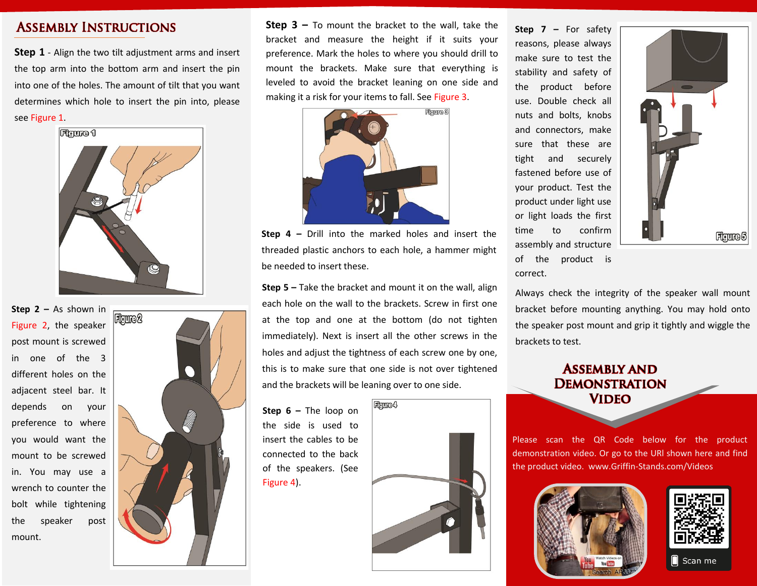# Assembly Instructions

**Step 1** - Align the two tilt adjustment arms and insert the top arm into the bottom arm and insert the pin into one of the holes. The amount of tilt that you want determines which hole to insert the pin into, please see Figure 1.

Figure 1

**Step 2 –** As shown in Figure 2, the speaker post mount is screwed in one of the 3 different holes on the adjacent steel bar. It depends on your preference to where you would want the mount to be screwed in. You may use a wrench to counter the bolt while tightening the speaker post mount.

Figure 2

**Step 3 –** To mount the bracket to the wall, take the bracket and measure the height if it suits your preference. Mark the holes to where you should drill to mount the brackets. Make sure that everything is leveled to avoid the bracket leaning on one side and making it a risk for your items to fall. See Figure 3.

Figure 3

**Step 4 –** Drill into the marked holes and insert the threaded plastic anchors to each hole, a hammer might be needed to insert these.

**Step 5 –** Take the bracket and mount it on the wall, align each hole on the wall to the brackets. Screw in first one at the top and one at the bottom (do not tighten immediately). Next is insert all the other screws in the holes and adjust the tightness of each screw one by one, this is to make sure that one side is not over tightened and the brackets will be leaning over to one side.

**Step 6 –** The loop on the side is used to insert the cables to be connected to the back of the speakers. (See Figure 4).

Figure 4

**Step 7 –** For safety reasons, please always make sure to test the stability and safety of the product before use. Double check all nuts and bolts, knobs and connectors, make sure that these are tight and securely fastened before use of your product. Test the product under light use or light loads the first time to confirm assembly and structure of the product is correct.

Figure 5

Always check the integrity of the speaker wall mount bracket before mounting anything. You may hold onto the speaker post mount and grip it tightly and wiggle the brackets to test.

## Assembly and Demonstration Video

Please scan the QR Code below for the product demonstration video. Or go to the URl shown here and find the product video. www.Griffin-Stands.com/Videos

Scan me